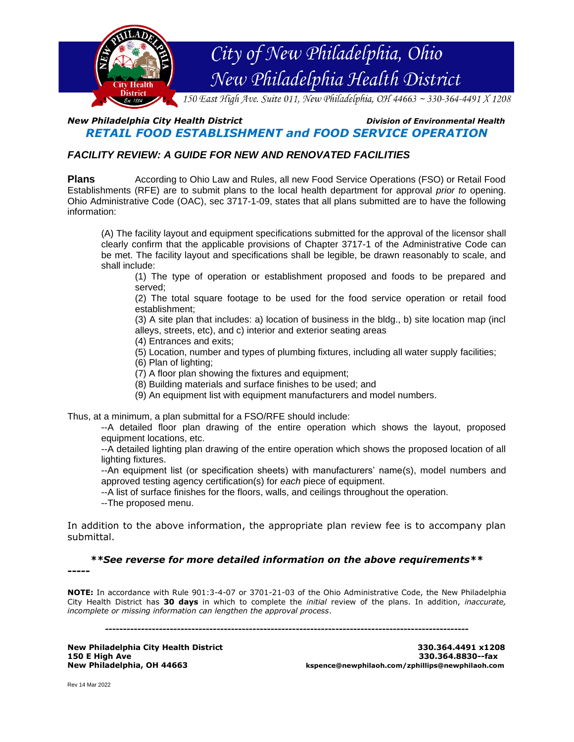# City of New Philadelphia, Ohio
## New Philadelphia Health District

*150 East High Ave. Suite 011, New Philadelphia, OH 44663 ~ 330-364-4491 X 1208*

***New Philadelphia City Health District*** — ***Division of Environmental Health***

## *RETAIL FOOD ESTABLISHMENT and FOOD SERVICE OPERATION*

### *FACILITY REVIEW: A GUIDE FOR NEW AND RENOVATED FACILITIES*

**Plans** According to Ohio Law and Rules, all new Food Service Operations (FSO) or Retail Food Establishments (RFE) are to submit plans to the local health department for approval *prior to* opening. Ohio Administrative Code (OAC), sec 3717-1-09, states that all plans submitted are to have the following information:

> (A) The facility layout and equipment specifications submitted for the approval of the licensor shall clearly confirm that the applicable provisions of Chapter 3717-1 of the Administrative Code can be met. The facility layout and specifications shall be legible, be drawn reasonably to scale, and shall include:
>
> (1) The type of operation or establishment proposed and foods to be prepared and served;
>
> (2) The total square footage to be used for the food service operation or retail food establishment;
>
> (3) A site plan that includes: a) location of business in the bldg., b) site location map (incl alleys, streets, etc), and c) interior and exterior seating areas
>
> (4) Entrances and exits;
>
> (5) Location, number and types of plumbing fixtures, including all water supply facilities;
>
> (6) Plan of lighting;
>
> (7) A floor plan showing the fixtures and equipment;
>
> (8) Building materials and surface finishes to be used; and
>
> (9) An equipment list with equipment manufacturers and model numbers.

Thus, at a minimum, a plan submittal for a FSO/RFE should include:

- --A detailed floor plan drawing of the entire operation which shows the layout, proposed equipment locations, etc.
- --A detailed lighting plan drawing of the entire operation which shows the proposed location of all lighting fixtures.
- --An equipment list (or specification sheets) with manufacturers' name(s), model numbers and approved testing agency certification(s) for *each* piece of equipment.
- --A list of surface finishes for the floors, walls, and ceilings throughout the operation.
- --The proposed menu.

In addition to the above information, the appropriate plan review fee is to accompany plan submittal.

***\*\*See reverse for more detailed information on the above requirements\*\****

-----

**NOTE:** In accordance with Rule 901:3-4-07 or 3701-21-03 of the Ohio Administrative Code, the New Philadelphia City Health District has **30 days** in which to complete the *initial* review of the plans. In addition, *inaccurate, incomplete or missing information can lengthen the approval process*.

---

**New Philadelphia City Health District**
**150 E High Ave**
**New Philadelphia, OH 44663**

**330.364.4491 x1208**
**330.364.8830--fax**
**kspence@newphilaoh.com/zphillips@newphilaoh.com**

Rev 14 Mar 2022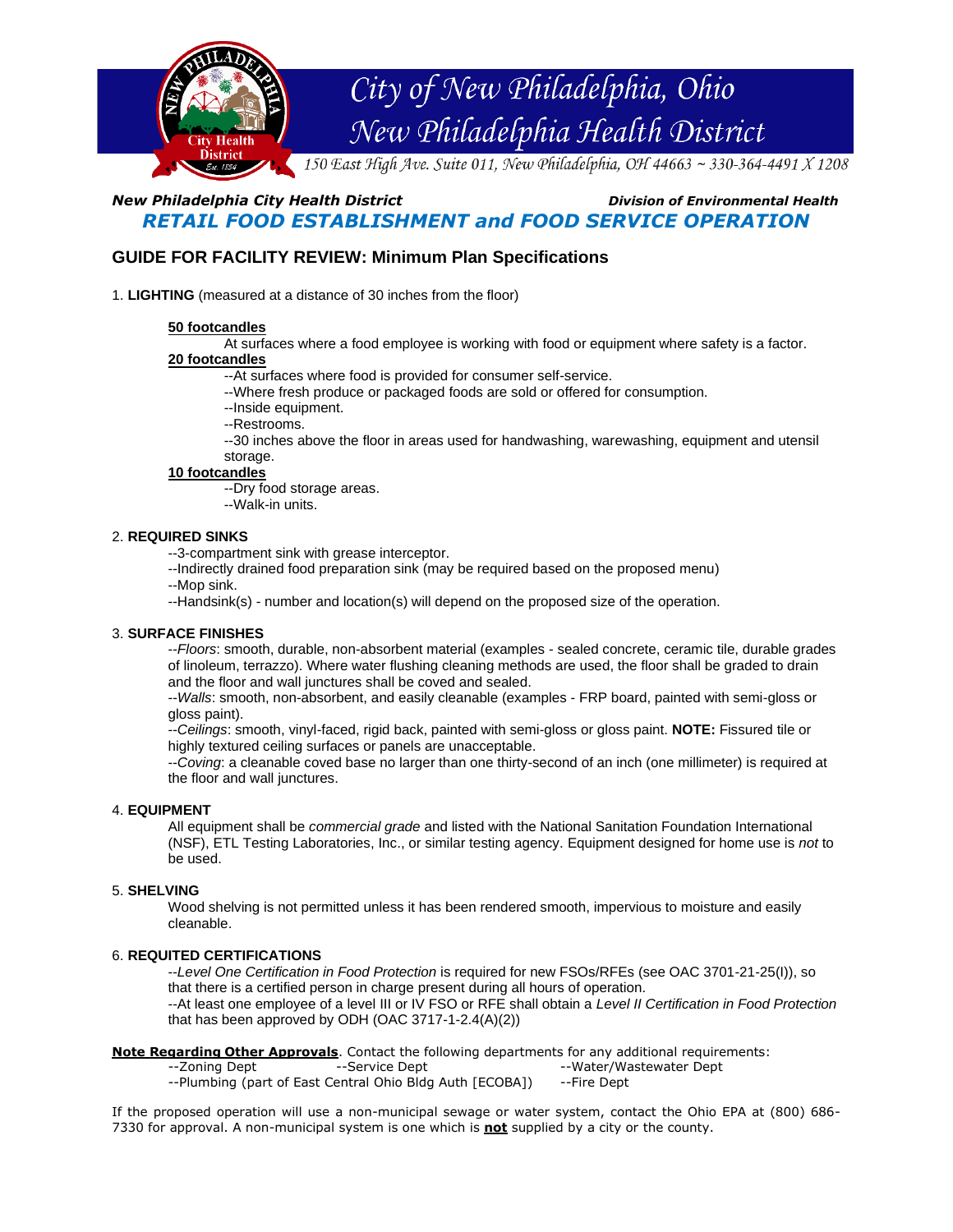# City of New Philadelphia, Ohio
## New Philadelphia Health District

*150 East High Ave. Suite 011, New Philadelphia, OH 44663 ~ 330-364-4491 X 1208*

***New Philadelphia City Health District*** ***Division of Environmental Health***

***RETAIL FOOD ESTABLISHMENT and FOOD SERVICE OPERATION***

## GUIDE FOR FACILITY REVIEW: Minimum Plan Specifications

1. **LIGHTING** (measured at a distance of 30 inches from the floor)

**50 footcandles**

At surfaces where a food employee is working with food or equipment where safety is a factor.

**20 footcandles**

--At surfaces where food is provided for consumer self-service.
--Where fresh produce or packaged foods are sold or offered for consumption.
--Inside equipment.
--Restrooms.
--30 inches above the floor in areas used for handwashing, warewashing, equipment and utensil storage.

**10 footcandles**

--Dry food storage areas.
--Walk-in units.

2. **REQUIRED SINKS**

--3-compartment sink with grease interceptor.
--Indirectly drained food preparation sink (may be required based on the proposed menu)
--Mop sink.
--Handsink(s) - number and location(s) will depend on the proposed size of the operation.

3. **SURFACE FINISHES**

--*Floors*: smooth, durable, non-absorbent material (examples - sealed concrete, ceramic tile, durable grades of linoleum, terrazzo). Where water flushing cleaning methods are used, the floor shall be graded to drain and the floor and wall junctures shall be coved and sealed.
--*Walls*: smooth, non-absorbent, and easily cleanable (examples - FRP board, painted with semi-gloss or gloss paint).
--*Ceilings*: smooth, vinyl-faced, rigid back, painted with semi-gloss or gloss paint. **NOTE:** Fissured tile or highly textured ceiling surfaces or panels are unacceptable.
--*Coving*: a cleanable coved base no larger than one thirty-second of an inch (one millimeter) is required at the floor and wall junctures.

4. **EQUIPMENT**

All equipment shall be *commercial grade* and listed with the National Sanitation Foundation International (NSF), ETL Testing Laboratories, Inc., or similar testing agency. Equipment designed for home use is *not* to be used.

5. **SHELVING**

Wood shelving is not permitted unless it has been rendered smooth, impervious to moisture and easily cleanable.

6. **REQUITED CERTIFICATIONS**

--*Level One Certification in Food Protection* is required for new FSOs/RFEs (see OAC 3701-21-25(I)), so that there is a certified person in charge present during all hours of operation.
--At least one employee of a level III or IV FSO or RFE shall obtain a *Level II Certification in Food Protection* that has been approved by ODH (OAC 3717-1-2.4(A)(2))

**Note Regarding Other Approvals**. Contact the following departments for any additional requirements:

--Zoning Dept --Service Dept --Water/Wastewater Dept
--Plumbing (part of East Central Ohio Bldg Auth [ECOBA]) --Fire Dept

If the proposed operation will use a non-municipal sewage or water system, contact the Ohio EPA at (800) 686-7330 for approval. A non-municipal system is one which is **not** supplied by a city or the county.